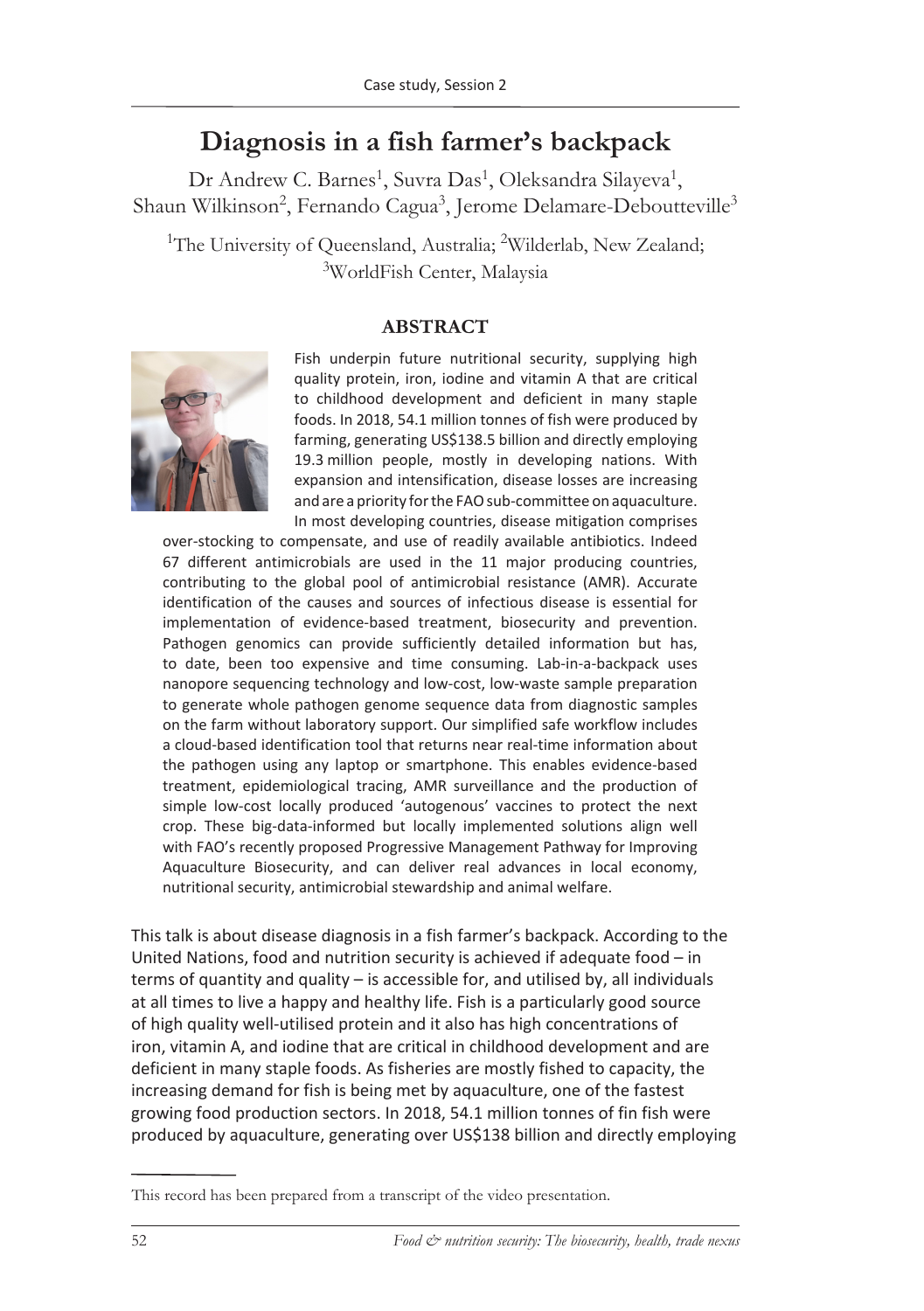# Diagnosis in a fish farmer's backpack

Dr Andrew C. Barnes[1], Suvra Das[1], Oleksandra Silayeva[1], Shaun Wilkinson[2], Fernando Cagua[3], Jerome Delamare-Deboutteville[3]

[1]The University of Queensland, Australia; [2]Wilderlab, New Zealand; [3]WorldFish Center, Malaysia

## ABSTRACT

Fish underpin future nutritional security, supplying high quality protein, iron, iodine and vitamin A that are critical to childhood development and deficient in many staple foods. In 2018, 54.1 million tonnes of fish were produced by farming, generating US$138.5 billion and directly employing 19.3 million people, mostly in developing nations. With expansion and intensification, disease losses are increasing and are a priority for the FAO sub-committee on aquaculture. In most developing countries, disease mitigation comprises over-stocking to compensate, and use of readily available antibiotics. Indeed 67 different antimicrobials are used in the 11 major producing countries, contributing to the global pool of antimicrobial resistance (AMR). Accurate identification of the causes and sources of infectious disease is essential for implementation of evidence-based treatment, biosecurity and prevention. Pathogen genomics can provide sufficiently detailed information but has, to date, been too expensive and time consuming. Lab-in-a-backpack uses nanopore sequencing technology and low-cost, low-waste sample preparation to generate whole pathogen genome sequence data from diagnostic samples on the farm without laboratory support. Our simplified safe workflow includes a cloud-based identification tool that returns near real-time information about the pathogen using any laptop or smartphone. This enables evidence-based treatment, epidemiological tracing, AMR surveillance and the production of simple low-cost locally produced 'autogenous' vaccines to protect the next crop. These big-data-informed but locally implemented solutions align well with FAO's recently proposed Progressive Management Pathway for Improving Aquaculture Biosecurity, and can deliver real advances in local economy, nutritional security, antimicrobial stewardship and animal welfare.

This talk is about disease diagnosis in a fish farmer's backpack. According to the United Nations, food and nutrition security is achieved if adequate food – in terms of quantity and quality – is accessible for, and utilised by, all individuals at all times to live a happy and healthy life. Fish is a particularly good source of high quality well-utilised protein and it also has high concentrations of iron, vitamin A, and iodine that are critical in childhood development and are deficient in many staple foods. As fisheries are mostly fished to capacity, the increasing demand for fish is being met by aquaculture, one of the fastest growing food production sectors. In 2018, 54.1 million tonnes of fin fish were produced by aquaculture, generating over US$138 billion and directly employing

This record has been prepared from a transcript of the video presentation.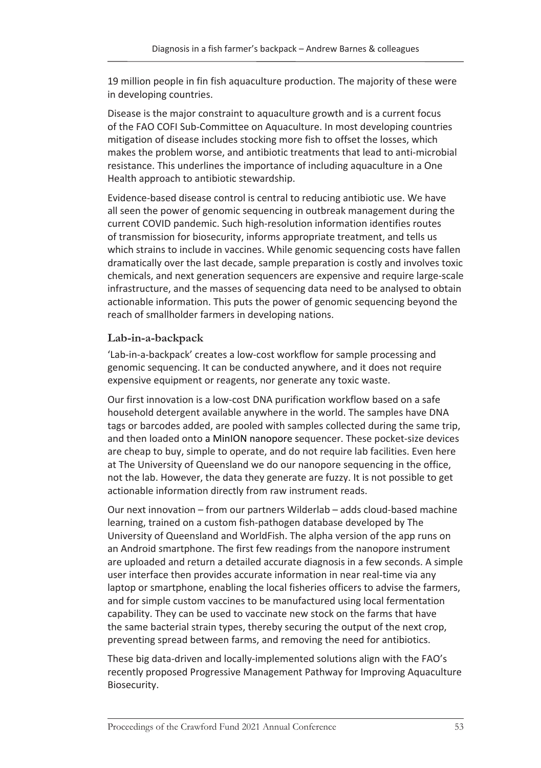19 million people in fin fish aquaculture production. The majority of these were in developing countries.

Disease is the major constraint to aquaculture growth and is a current focus of the FAO COFI Sub-Committee on Aquaculture. In most developing countries mitigation of disease includes stocking more fish to offset the losses, which makes the problem worse, and antibiotic treatments that lead to anti-microbial resistance. This underlines the importance of including aquaculture in a One Health approach to antibiotic stewardship.

Evidence-based disease control is central to reducing antibiotic use. We have all seen the power of genomic sequencing in outbreak management during the current COVID pandemic. Such high-resolution information identifies routes of transmission for biosecurity, informs appropriate treatment, and tells us which strains to include in vaccines. While genomic sequencing costs have fallen dramatically over the last decade, sample preparation is costly and involves toxic chemicals, and next generation sequencers are expensive and require large-scale infrastructure, and the masses of sequencing data need to be analysed to obtain actionable information. This puts the power of genomic sequencing beyond the reach of smallholder farmers in developing nations.

## Lab-in-a-backpack

'Lab-in-a-backpack' creates a low-cost workflow for sample processing and genomic sequencing. It can be conducted anywhere, and it does not require expensive equipment or reagents, nor generate any toxic waste.

Our first innovation is a low-cost DNA purification workflow based on a safe household detergent available anywhere in the world. The samples have DNA tags or barcodes added, are pooled with samples collected during the same trip, and then loaded onto a MinION nanopore sequencer. These pocket-size devices are cheap to buy, simple to operate, and do not require lab facilities. Even here at The University of Queensland we do our nanopore sequencing in the office, not the lab. However, the data they generate are fuzzy. It is not possible to get actionable information directly from raw instrument reads.

Our next innovation – from our partners Wilderlab – adds cloud-based machine learning, trained on a custom fish-pathogen database developed by The University of Queensland and WorldFish. The alpha version of the app runs on an Android smartphone. The first few readings from the nanopore instrument are uploaded and return a detailed accurate diagnosis in a few seconds. A simple user interface then provides accurate information in near real-time via any laptop or smartphone, enabling the local fisheries officers to advise the farmers, and for simple custom vaccines to be manufactured using local fermentation capability. They can be used to vaccinate new stock on the farms that have the same bacterial strain types, thereby securing the output of the next crop, preventing spread between farms, and removing the need for antibiotics.

These big data-driven and locally-implemented solutions align with the FAO's recently proposed Progressive Management Pathway for Improving Aquaculture Biosecurity.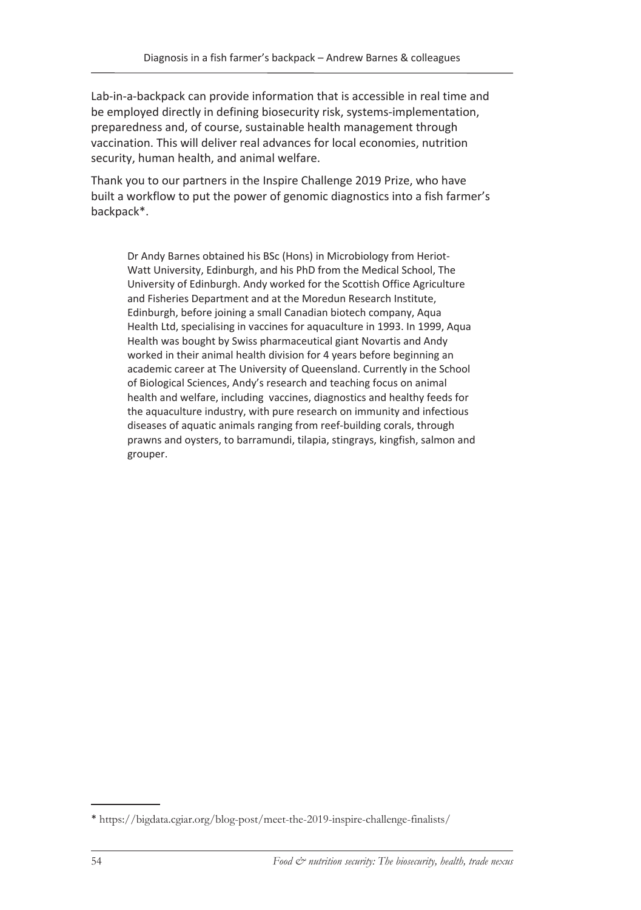Lab-in-a-backpack can provide information that is accessible in real time and be employed directly in defining biosecurity risk, systems-implementation, preparedness and, of course, sustainable health management through vaccination. This will deliver real advances for local economies, nutrition security, human health, and animal welfare.

Thank you to our partners in the Inspire Challenge 2019 Prize, who have built a workflow to put the power of genomic diagnostics into a fish farmer's backpack*.

> Dr Andy Barnes obtained his BSc (Hons) in Microbiology from Heriot-Watt University, Edinburgh, and his PhD from the Medical School, The University of Edinburgh. Andy worked for the Scottish Office Agriculture and Fisheries Department and at the Moredun Research Institute, Edinburgh, before joining a small Canadian biotech company, Aqua Health Ltd, specialising in vaccines for aquaculture in 1993. In 1999, Aqua Health was bought by Swiss pharmaceutical giant Novartis and Andy worked in their animal health division for 4 years before beginning an academic career at The University of Queensland. Currently in the School of Biological Sciences, Andy's research and teaching focus on animal health and welfare, including vaccines, diagnostics and healthy feeds for the aquaculture industry, with pure research on immunity and infectious diseases of aquatic animals ranging from reef-building corals, through prawns and oysters, to barramundi, tilapia, stingrays, kingfish, salmon and grouper.

---

* https://bigdata.cgiar.org/blog-post/meet-the-2019-inspire-challenge-finalists/